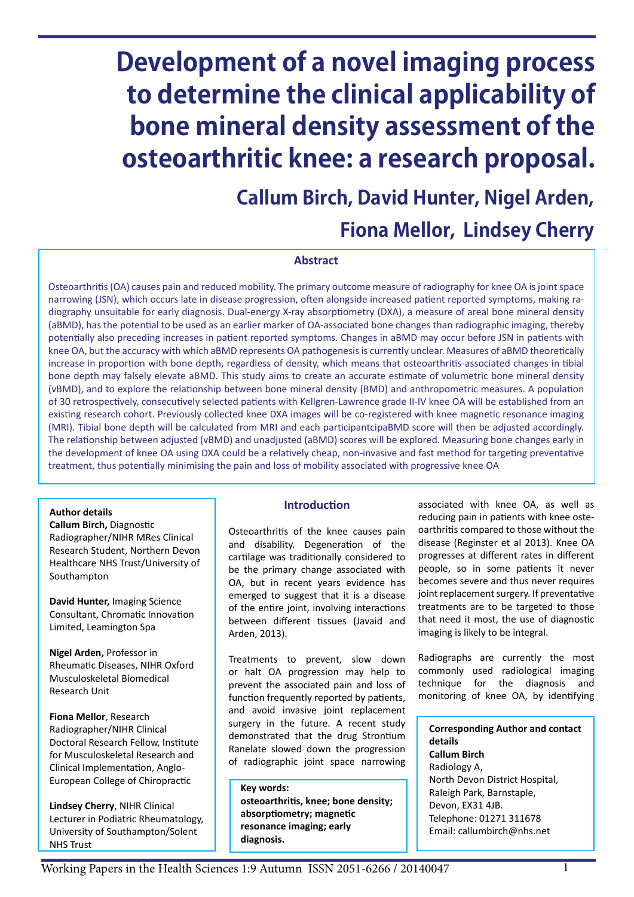# Development of a novel imaging process to determine the clinical applicability of bone mineral density assessment of the osteoarthritic knee: a research proposal.

## Callum Birch, David Hunter, Nigel Arden, Fiona Mellor, Lindsey Cherry

### Abstract

Osteoarthritis (OA) causes pain and reduced mobility. The primary outcome measure of radiography for knee OA is joint space narrowing (JSN), which occurs late in disease progression, often alongside increased patient reported symptoms, making radiography unsuitable for early diagnosis. Dual-energy X-ray absorptiometry (DXA), a measure of areal bone mineral density (aBMD), has the potential to be used as an earlier marker of OA-associated bone changes than radiographic imaging, thereby potentially also preceding increases in patient reported symptoms. Changes in aBMD may occur before JSN in patients with knee OA, but the accuracy with which aBMD represents OA pathogenesis is currently unclear. Measures of aBMD theoretically increase in proportion with bone depth, regardless of density, which means that osteoarthritis-associated changes in tibial bone depth may falsely elevate aBMD. This study aims to create an accurate estimate of volumetric bone mineral density (vBMD), and to explore the relationship between bone mineral density (BMD) and anthropometric measures. A population of 30 retrospectively, consecutively selected patients with Kellgren-Lawrence grade II-IV knee OA will be established from an existing research cohort. Previously collected knee DXA images will be co-registered with knee magnetic resonance imaging (MRI). Tibial bone depth will be calculated from MRI and each participantcipaBMD score will then be adjusted accordingly. The relationship between adjusted (vBMD) and unadjusted (aBMD) scores will be explored. Measuring bone changes early in the development of knee OA using DXA could be a relatively cheap, non-invasive and fast method for targeting preventative treatment, thus potentially minimising the pain and loss of mobility associated with progressive knee OA

**Author details**

**Callum Birch,** Diagnostic Radiographer/NIHR MRes Clinical Research Student, Northern Devon Healthcare NHS Trust/University of Southampton

**David Hunter,** Imaging Science Consultant, Chromatic Innovation Limited, Leamington Spa

**Nigel Arden,** Professor in Rheumatic Diseases, NIHR Oxford Musculoskeletal Biomedical Research Unit

**Fiona Mellor**, Research Radiographer/NIHR Clinical Doctoral Research Fellow, Institute for Musculoskeletal Research and Clinical Implementation, Anglo-European College of Chiropractic

**Lindsey Cherry**, NIHR Clinical Lecturer in Podiatric Rheumatology, University of Southampton/Solent NHS Trust

### Introduction

Osteoarthritis of the knee causes pain and disability. Degeneration of the cartilage was traditionally considered to be the primary change associated with OA, but in recent years evidence has emerged to suggest that it is a disease of the entire joint, involving interactions between different tissues (Javaid and Arden, 2013).

Treatments to prevent, slow down or halt OA progression may help to prevent the associated pain and loss of function frequently reported by patients, and avoid invasive joint replacement surgery in the future. A recent study demonstrated that the drug Strontium Ranelate slowed down the progression of radiographic joint space narrowing associated with knee OA, as well as reducing pain in patients with knee osteoarthritis compared to those without the disease (Reginster et al 2013). Knee OA progresses at different rates in different people, so in some patients it never becomes severe and thus never requires joint replacement surgery. If preventative treatments are to be targeted to those that need it most, the use of diagnostic imaging is likely to be integral.

Radiographs are currently the most commonly used radiological imaging technique for the diagnosis and monitoring of knee OA, by identifying

**Key words:**
**osteoarthritis, knee; bone density; absorptiometry; magnetic resonance imaging; early diagnosis.**

**Corresponding Author and contact details**
**Callum Birch**
Radiology A,
North Devon District Hospital,
Raleigh Park, Barnstaple,
Devon, EX31 4JB.
Telephone: 01271 311678
Email: callumbirch@nhs.net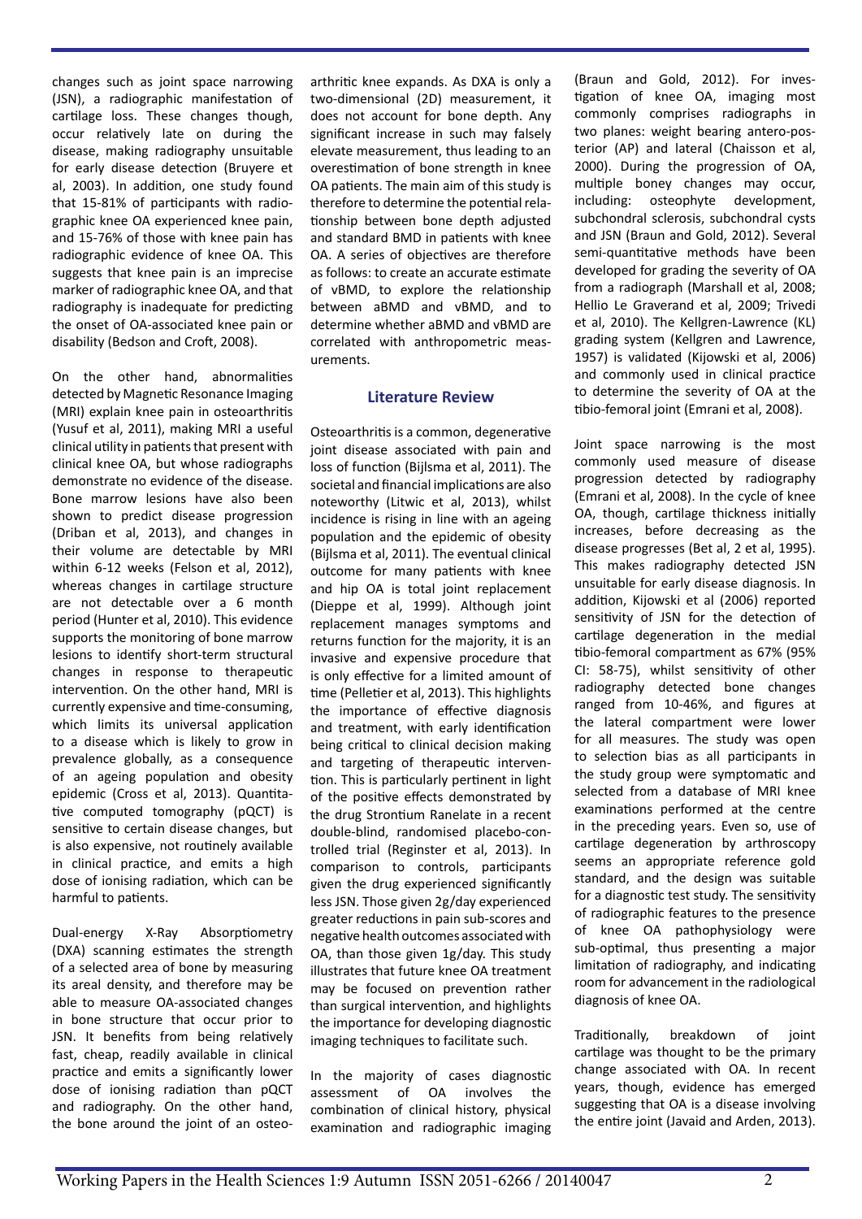changes such as joint space narrowing (JSN), a radiographic manifestation of cartilage loss. These changes though, occur relatively late on during the disease, making radiography unsuitable for early disease detection (Bruyere et al, 2003). In addition, one study found that 15-81% of participants with radiographic knee OA experienced knee pain, and 15-76% of those with knee pain has radiographic evidence of knee OA. This suggests that knee pain is an imprecise marker of radiographic knee OA, and that radiography is inadequate for predicting the onset of OA-associated knee pain or disability (Bedson and Croft, 2008).

On the other hand, abnormalities detected by Magnetic Resonance Imaging (MRI) explain knee pain in osteoarthritis (Yusuf et al, 2011), making MRI a useful clinical utility in patients that present with clinical knee OA, but whose radiographs demonstrate no evidence of the disease. Bone marrow lesions have also been shown to predict disease progression (Driban et al, 2013), and changes in their volume are detectable by MRI within 6-12 weeks (Felson et al, 2012), whereas changes in cartilage structure are not detectable over a 6 month period (Hunter et al, 2010). This evidence supports the monitoring of bone marrow lesions to identify short-term structural changes in response to therapeutic intervention. On the other hand, MRI is currently expensive and time-consuming, which limits its universal application to a disease which is likely to grow in prevalence globally, as a consequence of an ageing population and obesity epidemic (Cross et al, 2013). Quantitative computed tomography (pQCT) is sensitive to certain disease changes, but is also expensive, not routinely available in clinical practice, and emits a high dose of ionising radiation, which can be harmful to patients.

Dual-energy X-Ray Absorptiometry (DXA) scanning estimates the strength of a selected area of bone by measuring its areal density, and therefore may be able to measure OA-associated changes in bone structure that occur prior to JSN. It benefits from being relatively fast, cheap, readily available in clinical practice and emits a significantly lower dose of ionising radiation than pQCT and radiography. On the other hand, the bone around the joint of an osteoarthritic knee expands. As DXA is only a two-dimensional (2D) measurement, it does not account for bone depth. Any significant increase in such may falsely elevate measurement, thus leading to an overestimation of bone strength in knee OA patients. The main aim of this study is therefore to determine the potential relationship between bone depth adjusted and standard BMD in patients with knee OA. A series of objectives are therefore as follows: to create an accurate estimate of vBMD, to explore the relationship between aBMD and vBMD, and to determine whether aBMD and vBMD are correlated with anthropometric measurements.

## Literature Review

Osteoarthritis is a common, degenerative joint disease associated with pain and loss of function (Bijlsma et al, 2011). The societal and financial implications are also noteworthy (Litwic et al, 2013), whilst incidence is rising in line with an ageing population and the epidemic of obesity (Bijlsma et al, 2011). The eventual clinical outcome for many patients with knee and hip OA is total joint replacement (Dieppe et al, 1999). Although joint replacement manages symptoms and returns function for the majority, it is an invasive and expensive procedure that is only effective for a limited amount of time (Pelletier et al, 2013). This highlights the importance of effective diagnosis and treatment, with early identification being critical to clinical decision making and targeting of therapeutic intervention. This is particularly pertinent in light of the positive effects demonstrated by the drug Strontium Ranelate in a recent double-blind, randomised placebo-controlled trial (Reginster et al, 2013). In comparison to controls, participants given the drug experienced significantly less JSN. Those given 2g/day experienced greater reductions in pain sub-scores and negative health outcomes associated with OA, than those given 1g/day. This study illustrates that future knee OA treatment may be focused on prevention rather than surgical intervention, and highlights the importance for developing diagnostic imaging techniques to facilitate such.

In the majority of cases diagnostic assessment of OA involves the combination of clinical history, physical examination and radiographic imaging (Braun and Gold, 2012). For investigation of knee OA, imaging most commonly comprises radiographs in two planes: weight bearing antero-posterior (AP) and lateral (Chaisson et al, 2000). During the progression of OA, multiple boney changes may occur, including: osteophyte development, subchondral sclerosis, subchondral cysts and JSN (Braun and Gold, 2012). Several semi-quantitative methods have been developed for grading the severity of OA from a radiograph (Marshall et al, 2008; Hellio Le Graverand et al, 2009; Trivedi et al, 2010). The Kellgren-Lawrence (KL) grading system (Kellgren and Lawrence, 1957) is validated (Kijowski et al, 2006) and commonly used in clinical practice to determine the severity of OA at the tibio-femoral joint (Emrani et al, 2008).

Joint space narrowing is the most commonly used measure of disease progression detected by radiography (Emrani et al, 2008). In the cycle of knee OA, though, cartilage thickness initially increases, before decreasing as the disease progresses (Bet al, 2 et al, 1995). This makes radiography detected JSN unsuitable for early disease diagnosis. In addition, Kijowski et al (2006) reported sensitivity of JSN for the detection of cartilage degeneration in the medial tibio-femoral compartment as 67% (95% CI: 58-75), whilst sensitivity of other radiography detected bone changes ranged from 10-46%, and figures at the lateral compartment were lower for all measures. The study was open to selection bias as all participants in the study group were symptomatic and selected from a database of MRI knee examinations performed at the centre in the preceding years. Even so, use of cartilage degeneration by arthroscopy seems an appropriate reference gold standard, and the design was suitable for a diagnostic test study. The sensitivity of radiographic features to the presence of knee OA pathophysiology were sub-optimal, thus presenting a major limitation of radiography, and indicating room for advancement in the radiological diagnosis of knee OA.

Traditionally, breakdown of joint cartilage was thought to be the primary change associated with OA. In recent years, though, evidence has emerged suggesting that OA is a disease involving the entire joint (Javaid and Arden, 2013).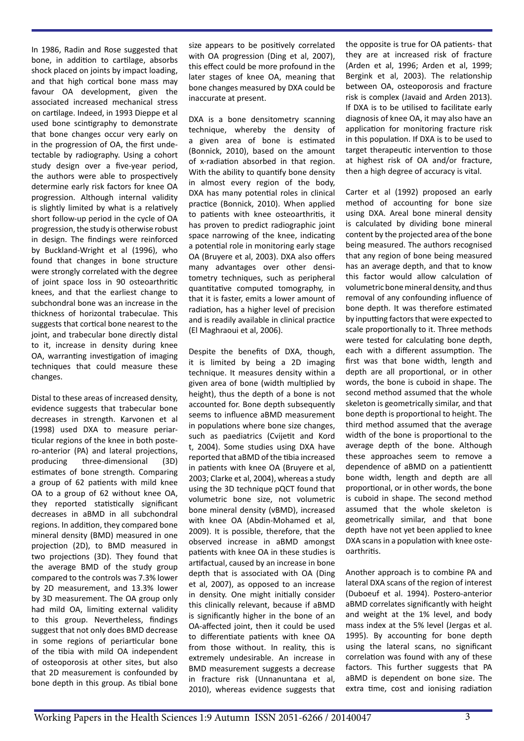In 1986, Radin and Rose suggested that bone, in addition to cartilage, absorbs shock placed on joints by impact loading, and that high cortical bone mass may favour OA development, given the associated increased mechanical stress on cartilage. Indeed, in 1993 Dieppe et al used bone scintigraphy to demonstrate that bone changes occur very early on in the progression of OA, the first undetectable by radiography. Using a cohort study design over a five-year period, the authors were able to prospectively determine early risk factors for knee OA progression. Although internal validity is slightly limited by what is a relatively short follow-up period in the cycle of OA progression, the study is otherwise robust in design. The findings were reinforced by Buckland-Wright et al (1996), who found that changes in bone structure were strongly correlated with the degree of joint space loss in 90 osteoarthritic knees, and that the earliest change to subchondral bone was an increase in the thickness of horizontal trabeculae. This suggests that cortical bone nearest to the joint, and trabecular bone directly distal to it, increase in density during knee OA, warranting investigation of imaging techniques that could measure these changes.

Distal to these areas of increased density, evidence suggests that trabecular bone decreases in strength. Karvonen et al (1998) used DXA to measure periarticular regions of the knee in both postero-anterior (PA) and lateral projections, producing three-dimensional (3D) estimates of bone strength. Comparing a group of 62 patients with mild knee OA to a group of 62 without knee OA, they reported statistically significant decreases in aBMD in all subchondral regions. In addition, they compared bone mineral density (BMD) measured in one projection (2D), to BMD measured in two projections (3D). They found that the average BMD of the study group compared to the controls was 7.3% lower by 2D measurement, and 13.3% lower by 3D measurement. The OA group only had mild OA, limiting external validity to this group. Nevertheless, findings suggest that not only does BMD decrease in some regions of periarticular bone of the tibia with mild OA independent of osteoporosis at other sites, but also that 2D measurement is confounded by bone depth in this group. As tibial bone size appears to be positively correlated with OA progression (Ding et al, 2007), this effect could be more profound in the later stages of knee OA, meaning that bone changes measured by DXA could be inaccurate at present.

DXA is a bone densitometry scanning technique, whereby the density of a given area of bone is estimated (Bonnick, 2010), based on the amount of x-radiation absorbed in that region. With the ability to quantify bone density in almost every region of the body, DXA has many potential roles in clinical practice (Bonnick, 2010). When applied to patients with knee osteoarthritis, it has proven to predict radiographic joint space narrowing of the knee, indicating a potential role in monitoring early stage OA (Bruyere et al, 2003). DXA also offers many advantages over other densitometry techniques, such as peripheral quantitative computed tomography, in that it is faster, emits a lower amount of radiation, has a higher level of precision and is readily available in clinical practice (El Maghraoui et al, 2006).

Despite the benefits of DXA, though, it is limited by being a 2D imaging technique. It measures density within a given area of bone (width multiplied by height), thus the depth of a bone is not accounted for. Bone depth subsequently seems to influence aBMD measurement in populations where bone size changes, such as paediatrics (Cvijetit and Kord t, 2004). Some studies using DXA have reported that aBMD of the tibia increased in patients with knee OA (Bruyere et al, 2003; Clarke et al, 2004), whereas a study using the 3D technique pQCT found that volumetric bone size, not volumetric bone mineral density (vBMD), increased with knee OA (Abdin-Mohamed et al, 2009). It is possible, therefore, that the observed increase in aBMD amongst patients with knee OA in these studies is artifactual, caused by an increase in bone depth that is associated with OA (Ding et al, 2007), as opposed to an increase in density. One might initially consider this clinically relevant, because if aBMD is significantly higher in the bone of an OA-affected joint, then it could be used to differentiate patients with knee OA from those without. In reality, this is extremely undesirable. An increase in BMD measurement suggests a decrease in fracture risk (Unnanuntana et al, 2010), whereas evidence suggests that the opposite is true for OA patients- that they are at increased risk of fracture (Arden et al, 1996; Arden et al, 1999; Bergink et al, 2003). The relationship between OA, osteoporosis and fracture risk is complex (Javaid and Arden 2013). If DXA is to be utilised to facilitate early diagnosis of knee OA, it may also have an application for monitoring fracture risk in this population. If DXA is to be used to target therapeutic intervention to those at highest risk of OA and/or fracture, then a high degree of accuracy is vital.

Carter et al (1992) proposed an early method of accounting for bone size using DXA. Areal bone mineral density is calculated by dividing bone mineral content by the projected area of the bone being measured. The authors recognised that any region of bone being measured has an average depth, and that to know this factor would allow calculation of volumetric bone mineral density, and thus removal of any confounding influence of bone depth. It was therefore estimated by inputting factors that were expected to scale proportionally to it. Three methods were tested for calculating bone depth, each with a different assumption. The first was that bone width, length and depth are all proportional, or in other words, the bone is cuboid in shape. The second method assumed that the whole skeleton is geometrically similar, and that bone depth is proportional to height. The third method assumed that the average width of the bone is proportional to the average depth of the bone. Although these approaches seem to remove a dependence of aBMD on a patientientt bone width, length and depth are all proportional, or in other words, the bone is cuboid in shape. The second method assumed that the whole skeleton is geometrically similar, and that bone depth have not yet been applied to knee DXA scans in a population with knee osteoarthritis.

Another approach is to combine PA and lateral DXA scans of the region of interest (Duboeuf et al. 1994). Postero-anterior aBMD correlates significantly with height and weight at the 1% level, and body mass index at the 5% level (Jergas et al. 1995). By accounting for bone depth using the lateral scans, no significant correlation was found with any of these factors. This further suggests that PA aBMD is dependent on bone size. The extra time, cost and ionising radiation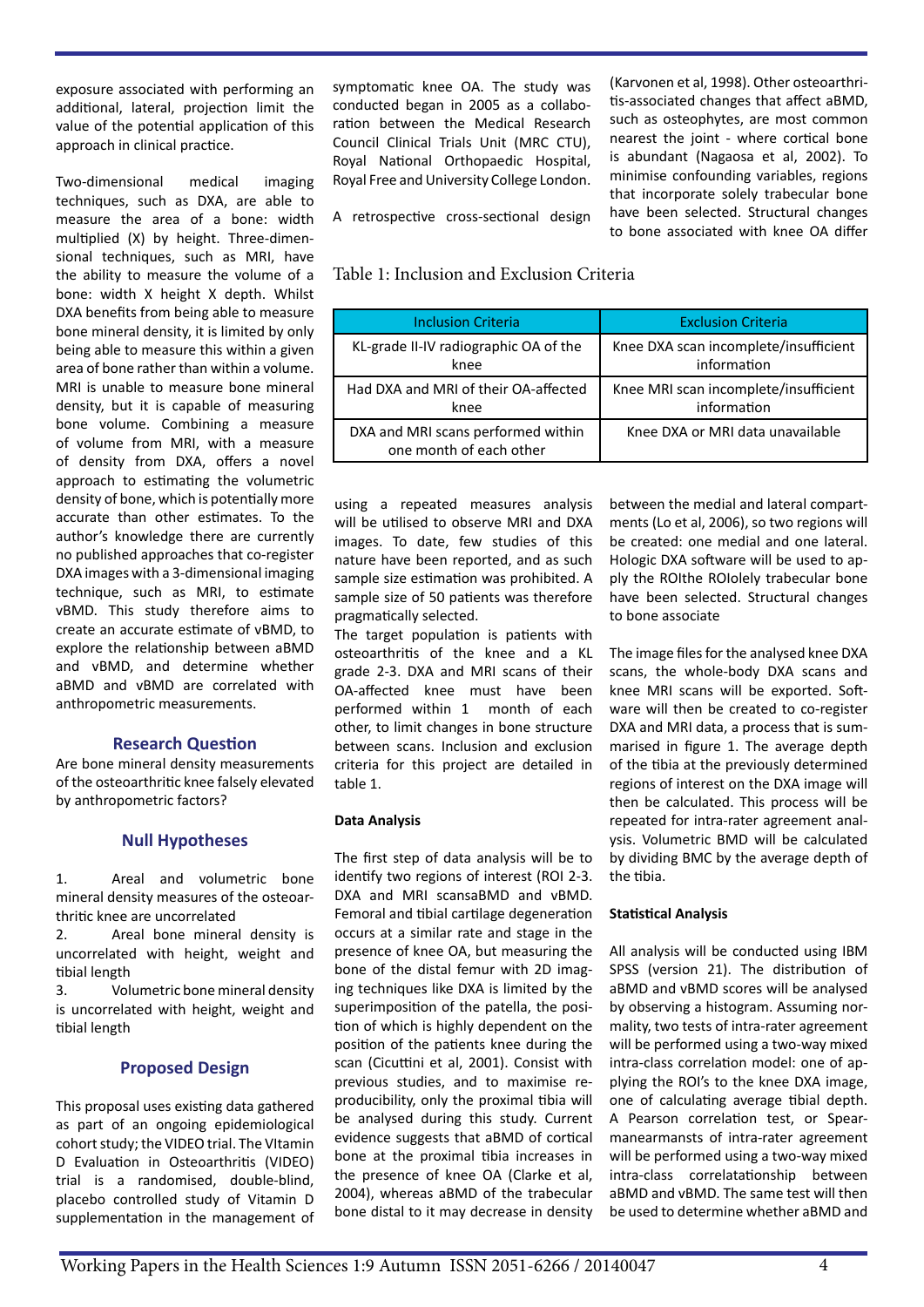exposure associated with performing an additional, lateral, projection limit the value of the potential application of this approach in clinical practice.

Two-dimensional medical imaging techniques, such as DXA, are able to measure the area of a bone: width multiplied (X) by height. Three-dimensional techniques, such as MRI, have the ability to measure the volume of a bone: width X height X depth. Whilst DXA benefits from being able to measure bone mineral density, it is limited by only being able to measure this within a given area of bone rather than within a volume. MRI is unable to measure bone mineral density, but it is capable of measuring bone volume. Combining a measure of volume from MRI, with a measure of density from DXA, offers a novel approach to estimating the volumetric density of bone, which is potentially more accurate than other estimates. To the author's knowledge there are currently no published approaches that co-register DXA images with a 3-dimensional imaging technique, such as MRI, to estimate vBMD. This study therefore aims to create an accurate estimate of vBMD, to explore the relationship between aBMD and vBMD, and determine whether aBMD and vBMD are correlated with anthropometric measurements.

## Research Question

Are bone mineral density measurements of the osteoarthritic knee falsely elevated by anthropometric factors?

## Null Hypotheses

1. Areal and volumetric bone mineral density measures of the osteoarthritic knee are uncorrelated
2. Areal bone mineral density is uncorrelated with height, weight and tibial length
3. Volumetric bone mineral density is uncorrelated with height, weight and tibial length

## Proposed Design

This proposal uses existing data gathered as part of an ongoing epidemiological cohort study; the VIDEO trial. The VItamin D Evaluation in Osteoarthritis (VIDEO) trial is a randomised, double-blind, placebo controlled study of Vitamin D supplementation in the management of symptomatic knee OA. The study was conducted began in 2005 as a collaboration between the Medical Research Council Clinical Trials Unit (MRC CTU), Royal National Orthopaedic Hospital, Royal Free and University College London.

A retrospective cross-sectional design using a repeated measures analysis will be utilised to observe MRI and DXA images. To date, few studies of this nature have been reported, and as such sample size estimation was prohibited. A sample size of 50 patients was therefore pragmatically selected.

The target population is patients with osteoarthritis of the knee and a KL grade 2-3. DXA and MRI scans of their OA-affected knee must have been performed within 1 month of each other, to limit changes in bone structure between scans. Inclusion and exclusion criteria for this project are detailed in table 1.

Table 1: Inclusion and Exclusion Criteria

| Inclusion Criteria | Exclusion Criteria |
|---|---|
| KL-grade II-IV radiographic OA of the knee | Knee DXA scan incomplete/insufficient information |
| Had DXA and MRI of their OA-affected knee | Knee MRI scan incomplete/insufficient information |
| DXA and MRI scans performed within one month of each other | Knee DXA or MRI data unavailable |

**Data Analysis**

The first step of data analysis will be to identify two regions of interest (ROI 2-3. DXA and MRI scansaBMD and vBMD. Femoral and tibial cartilage degeneration occurs at a similar rate and stage in the presence of knee OA, but measuring the bone of the distal femur with 2D imaging techniques like DXA is limited by the superimposition of the patella, the position of which is highly dependent on the position of the patients knee during the scan (Cicuttini et al, 2001). Consist with previous studies, and to maximise reproducibility, only the proximal tibia will be analysed during this study. Current evidence suggests that aBMD of cortical bone at the proximal tibia increases in the presence of knee OA (Clarke et al, 2004), whereas aBMD of the trabecular bone distal to it may decrease in density (Karvonen et al, 1998). Other osteoarthritis-associated changes that affect aBMD, such as osteophytes, are most common nearest the joint - where cortical bone is abundant (Nagaosa et al, 2002). To minimise confounding variables, regions that incorporate solely trabecular bone have been selected. Structural changes to bone associated with knee OA differ between the medial and lateral compartments (Lo et al, 2006), so two regions will be created: one medial and one lateral. Hologic DXA software will be used to apply the ROIthe ROIolely trabecular bone have been selected. Structural changes to bone associate

The image files for the analysed knee DXA scans, the whole-body DXA scans and knee MRI scans will be exported. Software will then be created to co-register DXA and MRI data, a process that is summarised in figure 1. The average depth of the tibia at the previously determined regions of interest on the DXA image will then be calculated. This process will be repeated for intra-rater agreement analysis. Volumetric BMD will be calculated by dividing BMC by the average depth of the tibia.

**Statistical Analysis**

All analysis will be conducted using IBM SPSS (version 21). The distribution of aBMD and vBMD scores will be analysed by observing a histogram. Assuming normality, two tests of intra-rater agreement will be performed using a two-way mixed intra-class correlation model: one of applying the ROI's to the knee DXA image, one of calculating average tibial depth. A Pearson correlation test, or Spearmanearmansts of intra-rater agreement will be performed using a two-way mixed intra-class correlatationship between aBMD and vBMD. The same test will then be used to determine whether aBMD and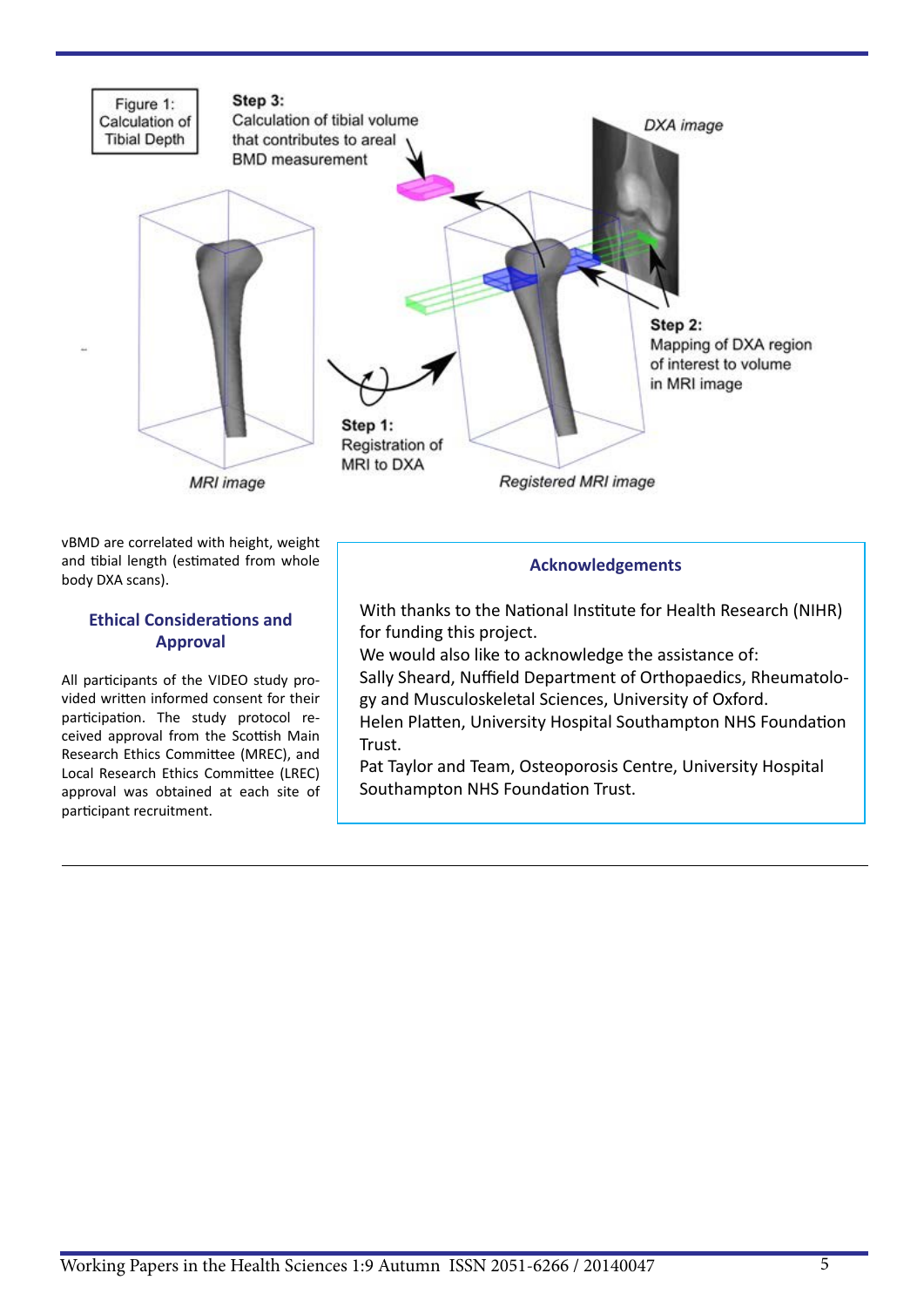Figure 1: Calculation of Tibial Depth

vBMD are correlated with height, weight and tibial length (estimated from whole body DXA scans).

## Ethical Considerations and Approval

All participants of the VIDEO study provided written informed consent for their participation. The study protocol received approval from the Scottish Main Research Ethics Committee (MREC), and Local Research Ethics Committee (LREC) approval was obtained at each site of participant recruitment.

## Acknowledgements

With thanks to the National Institute for Health Research (NIHR) for funding this project.
We would also like to acknowledge the assistance of:
Sally Sheard, Nuffield Department of Orthopaedics, Rheumatology and Musculoskeletal Sciences, University of Oxford.
Helen Platten, University Hospital Southampton NHS Foundation Trust.
Pat Taylor and Team, Osteoporosis Centre, University Hospital Southampton NHS Foundation Trust.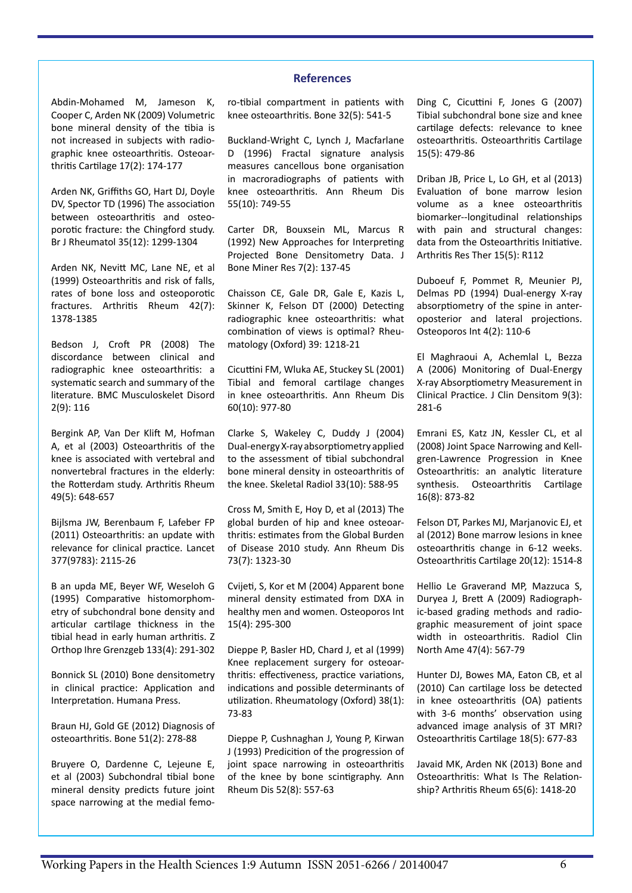## References

Abdin-Mohamed M, Jameson K, Cooper C, Arden NK (2009) Volumetric bone mineral density of the tibia is not increased in subjects with radiographic knee osteoarthritis. Osteoarthritis Cartilage 17(2): 174-177

Arden NK, Griffiths GO, Hart DJ, Doyle DV, Spector TD (1996) The association between osteoarthritis and osteoporotic fracture: the Chingford study. Br J Rheumatol 35(12): 1299-1304

Arden NK, Nevitt MC, Lane NE, et al (1999) Osteoarthritis and risk of falls, rates of bone loss and osteoporotic fractures. Arthritis Rheum 42(7): 1378-1385

Bedson J, Croft PR (2008) The discordance between clinical and radiographic knee osteoarthritis: a systematic search and summary of the literature. BMC Musculoskelet Disord 2(9): 116

Bergink AP, Van Der Klift M, Hofman A, et al (2003) Osteoarthritis of the knee is associated with vertebral and nonvertebral fractures in the elderly: the Rotterdam study. Arthritis Rheum 49(5): 648-657

Bijlsma JW, Berenbaum F, Lafeber FP (2011) Osteoarthritis: an update with relevance for clinical practice. Lancet 377(9783): 2115-26

B an upda ME, Beyer WF, Weseloh G (1995) Comparative histomorphometry of subchondral bone density and articular cartilage thickness in the tibial head in early human arthritis. Z Orthop Ihre Grenzgeb 133(4): 291-302

Bonnick SL (2010) Bone densitometry in clinical practice: Application and Interpretation. Humana Press.

Braun HJ, Gold GE (2012) Diagnosis of osteoarthritis. Bone 51(2): 278-88

Bruyere O, Dardenne C, Lejeune E, et al (2003) Subchondral tibial bone mineral density predicts future joint space narrowing at the medial femoro-tibial compartment in patients with knee osteoarthritis. Bone 32(5): 541-5

Buckland-Wright C, Lynch J, Macfarlane D (1996) Fractal signature analysis measures cancellous bone organisation in macroradiographs of patients with knee osteoarthritis. Ann Rheum Dis 55(10): 749-55

Carter DR, Bouxsein ML, Marcus R (1992) New Approaches for Interpreting Projected Bone Densitometry Data. J Bone Miner Res 7(2): 137-45

Chaisson CE, Gale DR, Gale E, Kazis L, Skinner K, Felson DT (2000) Detecting radiographic knee osteoarthritis: what combination of views is optimal? Rheumatology (Oxford) 39: 1218-21

Cicuttini FM, Wluka AE, Stuckey SL (2001) Tibial and femoral cartilage changes in knee osteoarthritis. Ann Rheum Dis 60(10): 977-80

Clarke S, Wakeley C, Duddy J (2004) Dual-energy X-ray absorptiometry applied to the assessment of tibial subchondral bone mineral density in osteoarthritis of the knee. Skeletal Radiol 33(10): 588-95

Cross M, Smith E, Hoy D, et al (2013) The global burden of hip and knee osteoarthritis: estimates from the Global Burden of Disease 2010 study. Ann Rheum Dis 73(7): 1323-30

Cvijeti, S, Kor et M (2004) Apparent bone mineral density estimated from DXA in healthy men and women. Osteoporos Int 15(4): 295-300

Dieppe P, Basler HD, Chard J, et al (1999) Knee replacement surgery for osteoarthritis: effectiveness, practice variations, indications and possible determinants of utilization. Rheumatology (Oxford) 38(1): 73-83

Dieppe P, Cushnaghan J, Young P, Kirwan J (1993) Predicition of the progression of joint space narrowing in osteoarthritis of the knee by bone scintigraphy. Ann Rheum Dis 52(8): 557-63

Ding C, Cicuttini F, Jones G (2007) Tibial subchondral bone size and knee cartilage defects: relevance to knee osteoarthritis. Osteoarthritis Cartilage 15(5): 479-86

Driban JB, Price L, Lo GH, et al (2013) Evaluation of bone marrow lesion volume as a knee osteoarthritis biomarker--longitudinal relationships with pain and structural changes: data from the Osteoarthritis Initiative. Arthritis Res Ther 15(5): R112

Duboeuf F, Pommet R, Meunier PJ, Delmas PD (1994) Dual-energy X-ray absorptiometry of the spine in anteroposterior and lateral projections. Osteoporos Int 4(2): 110-6

El Maghraoui A, Achemlal L, Bezza A (2006) Monitoring of Dual-Energy X-ray Absorptiometry Measurement in Clinical Practice. J Clin Densitom 9(3): 281-6

Emrani ES, Katz JN, Kessler CL, et al (2008) Joint Space Narrowing and Kellgren-Lawrence Progression in Knee Osteoarthritis: an analytic literature synthesis. Osteoarthritis Cartilage 16(8): 873-82

Felson DT, Parkes MJ, Marjanovic EJ, et al (2012) Bone marrow lesions in knee osteoarthritis change in 6-12 weeks. Osteoarthritis Cartilage 20(12): 1514-8

Hellio Le Graverand MP, Mazzuca S, Duryea J, Brett A (2009) Radiographic-based grading methods and radiographic measurement of joint space width in osteoarthritis. Radiol Clin North Ame 47(4): 567-79

Hunter DJ, Bowes MA, Eaton CB, et al (2010) Can cartilage loss be detected in knee osteoarthritis (OA) patients with 3-6 months' observation using advanced image analysis of 3T MRI? Osteoarthritis Cartilage 18(5): 677-83

Javaid MK, Arden NK (2013) Bone and Osteoarthritis: What Is The Relationship? Arthritis Rheum 65(6): 1418-20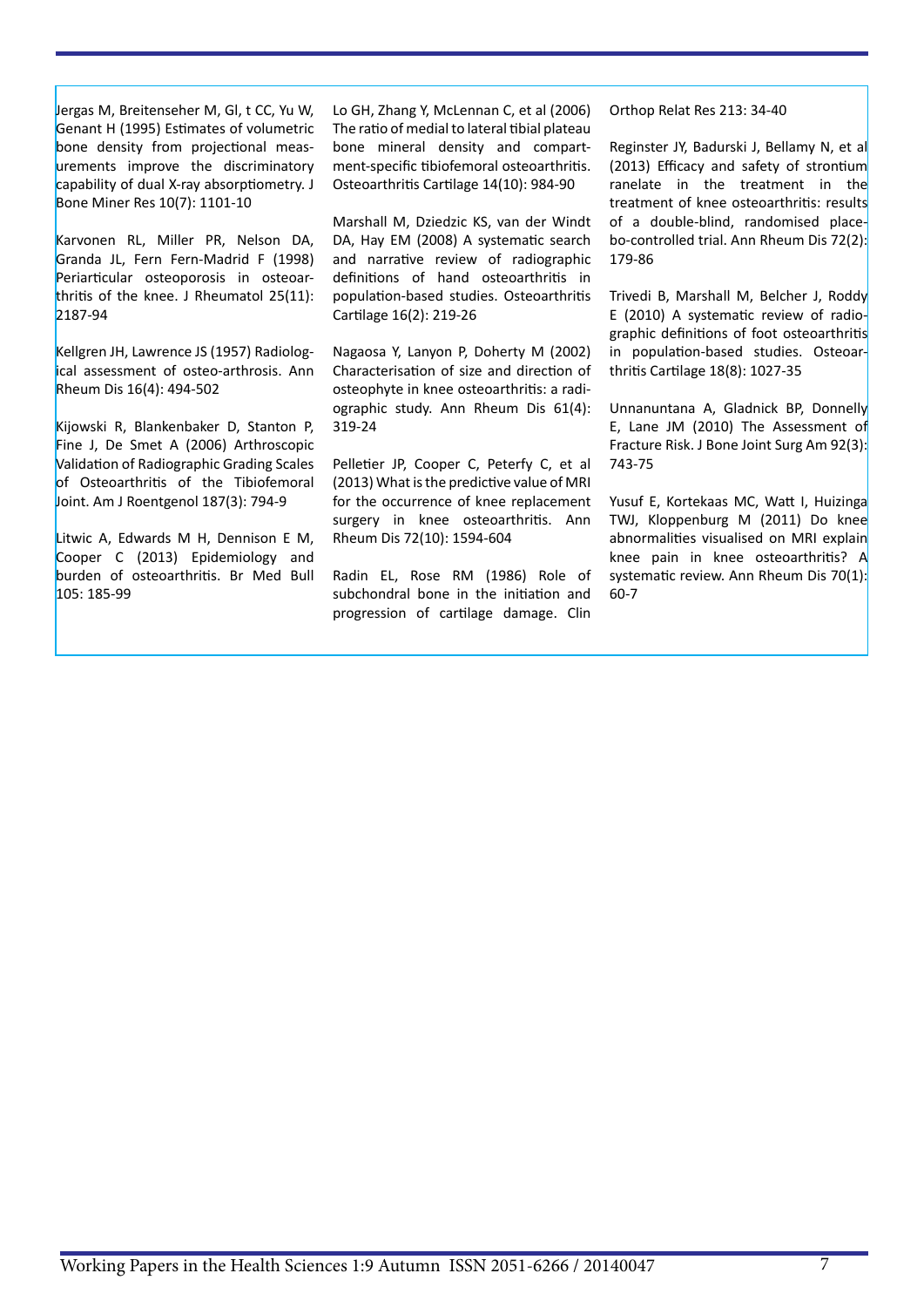Jergas M, Breitenseher M, Gl, t CC, Yu W, Genant H (1995) Estimates of volumetric bone density from projectional measurements improve the discriminatory capability of dual X-ray absorptiometry. J Bone Miner Res 10(7): 1101-10

Karvonen RL, Miller PR, Nelson DA, Granda JL, Fern Fern-Madrid F (1998) Periarticular osteoporosis in osteoarthritis of the knee. J Rheumatol 25(11): 2187-94

Kellgren JH, Lawrence JS (1957) Radiological assessment of osteo-arthrosis. Ann Rheum Dis 16(4): 494-502

Kijowski R, Blankenbaker D, Stanton P, Fine J, De Smet A (2006) Arthroscopic Validation of Radiographic Grading Scales of Osteoarthritis of the Tibiofemoral Joint. Am J Roentgenol 187(3): 794-9

Litwic A, Edwards M H, Dennison E M, Cooper C (2013) Epidemiology and burden of osteoarthritis. Br Med Bull 105: 185-99

Lo GH, Zhang Y, McLennan C, et al (2006) The ratio of medial to lateral tibial plateau bone mineral density and compartment-specific tibiofemoral osteoarthritis. Osteoarthritis Cartilage 14(10): 984-90

Marshall M, Dziedzic KS, van der Windt DA, Hay EM (2008) A systematic search and narrative review of radiographic definitions of hand osteoarthritis in population-based studies. Osteoarthritis Cartilage 16(2): 219-26

Nagaosa Y, Lanyon P, Doherty M (2002) Characterisation of size and direction of osteophyte in knee osteoarthritis: a radiographic study. Ann Rheum Dis 61(4): 319-24

Pelletier JP, Cooper C, Peterfy C, et al (2013) What is the predictive value of MRI for the occurrence of knee replacement surgery in knee osteoarthritis. Ann Rheum Dis 72(10): 1594-604

Radin EL, Rose RM (1986) Role of subchondral bone in the initiation and progression of cartilage damage. Clin Orthop Relat Res 213: 34-40

Reginster JY, Badurski J, Bellamy N, et al (2013) Efficacy and safety of strontium ranelate in the treatment in the treatment of knee osteoarthritis: results of a double-blind, randomised placebo-controlled trial. Ann Rheum Dis 72(2): 179-86

Trivedi B, Marshall M, Belcher J, Roddy E (2010) A systematic review of radiographic definitions of foot osteoarthritis in population-based studies. Osteoarthritis Cartilage 18(8): 1027-35

Unnanuntana A, Gladnick BP, Donnelly E, Lane JM (2010) The Assessment of Fracture Risk. J Bone Joint Surg Am 92(3): 743-75

Yusuf E, Kortekaas MC, Watt I, Huizinga TWJ, Kloppenburg M (2011) Do knee abnormalities visualised on MRI explain knee pain in knee osteoarthritis? A systematic review. Ann Rheum Dis 70(1): 60-7